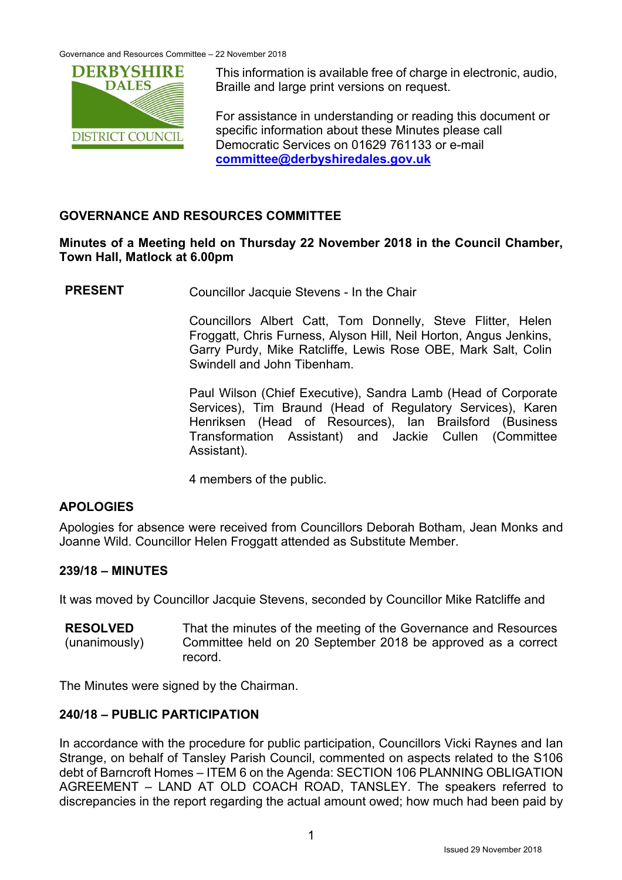This information is available free of charge in electronic, audio, Braille and large print versions on request.

For assistance in understanding or reading this document or specific information about these Minutes please call Democratic Services on 01629 761133 or e-mail **committee@derbyshiredales.gov.uk**

## GOVERNANCE AND RESOURCES COMMITTEE

**Minutes of a Meeting held on Thursday 22 November 2018 in the Council Chamber, Town Hall, Matlock at 6.00pm**

**PRESENT**

Councillor Jacquie Stevens - In the Chair

Councillors Albert Catt, Tom Donnelly, Steve Flitter, Helen Froggatt, Chris Furness, Alyson Hill, Neil Horton, Angus Jenkins, Garry Purdy, Mike Ratcliffe, Lewis Rose OBE, Mark Salt, Colin Swindell and John Tibenham.

Paul Wilson (Chief Executive), Sandra Lamb (Head of Corporate Services), Tim Braund (Head of Regulatory Services), Karen Henriksen (Head of Resources), Ian Brailsford (Business Transformation Assistant) and Jackie Cullen (Committee Assistant).

4 members of the public.

### APOLOGIES

Apologies for absence were received from Councillors Deborah Botham, Jean Monks and Joanne Wild. Councillor Helen Froggatt attended as Substitute Member.

### 239/18 – MINUTES

It was moved by Councillor Jacquie Stevens, seconded by Councillor Mike Ratcliffe and

**RESOLVED** (unanimously) That the minutes of the meeting of the Governance and Resources Committee held on 20 September 2018 be approved as a correct record.

The Minutes were signed by the Chairman.

### 240/18 – PUBLIC PARTICIPATION

In accordance with the procedure for public participation, Councillors Vicki Raynes and Ian Strange, on behalf of Tansley Parish Council, commented on aspects related to the S106 debt of Barncroft Homes – ITEM 6 on the Agenda: SECTION 106 PLANNING OBLIGATION AGREEMENT – LAND AT OLD COACH ROAD, TANSLEY. The speakers referred to discrepancies in the report regarding the actual amount owed; how much had been paid by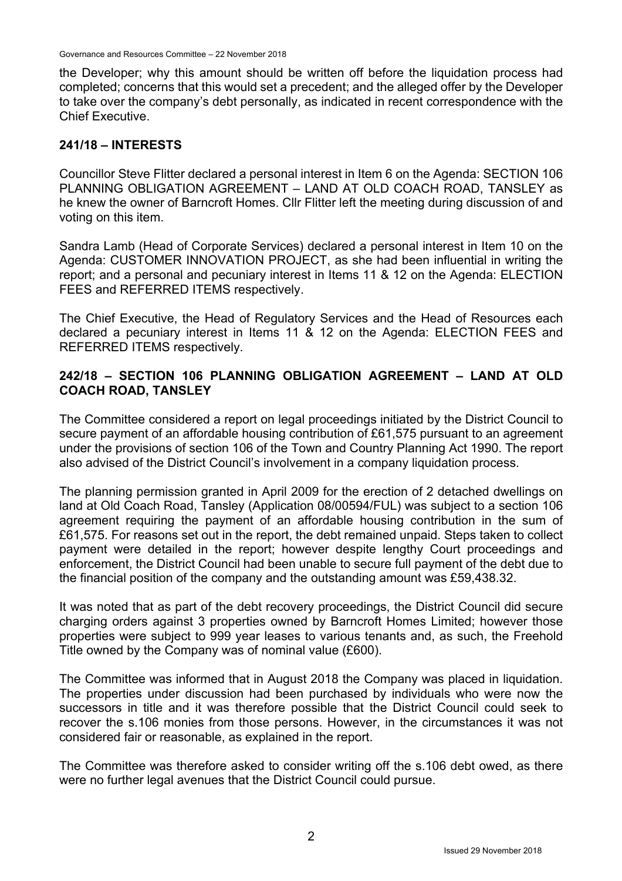the Developer; why this amount should be written off before the liquidation process had completed; concerns that this would set a precedent; and the alleged offer by the Developer to take over the company's debt personally, as indicated in recent correspondence with the Chief Executive.

## 241/18 – INTERESTS

Councillor Steve Flitter declared a personal interest in Item 6 on the Agenda: SECTION 106 PLANNING OBLIGATION AGREEMENT – LAND AT OLD COACH ROAD, TANSLEY as he knew the owner of Barncroft Homes. Cllr Flitter left the meeting during discussion of and voting on this item.

Sandra Lamb (Head of Corporate Services) declared a personal interest in Item 10 on the Agenda: CUSTOMER INNOVATION PROJECT, as she had been influential in writing the report; and a personal and pecuniary interest in Items 11 & 12 on the Agenda: ELECTION FEES and REFERRED ITEMS respectively.

The Chief Executive, the Head of Regulatory Services and the Head of Resources each declared a pecuniary interest in Items 11 & 12 on the Agenda: ELECTION FEES and REFERRED ITEMS respectively.

## 242/18 – SECTION 106 PLANNING OBLIGATION AGREEMENT – LAND AT OLD COACH ROAD, TANSLEY

The Committee considered a report on legal proceedings initiated by the District Council to secure payment of an affordable housing contribution of £61,575 pursuant to an agreement under the provisions of section 106 of the Town and Country Planning Act 1990. The report also advised of the District Council's involvement in a company liquidation process.

The planning permission granted in April 2009 for the erection of 2 detached dwellings on land at Old Coach Road, Tansley (Application 08/00594/FUL) was subject to a section 106 agreement requiring the payment of an affordable housing contribution in the sum of £61,575. For reasons set out in the report, the debt remained unpaid. Steps taken to collect payment were detailed in the report; however despite lengthy Court proceedings and enforcement, the District Council had been unable to secure full payment of the debt due to the financial position of the company and the outstanding amount was £59,438.32.

It was noted that as part of the debt recovery proceedings, the District Council did secure charging orders against 3 properties owned by Barncroft Homes Limited; however those properties were subject to 999 year leases to various tenants and, as such, the Freehold Title owned by the Company was of nominal value (£600).

The Committee was informed that in August 2018 the Company was placed in liquidation. The properties under discussion had been purchased by individuals who were now the successors in title and it was therefore possible that the District Council could seek to recover the s.106 monies from those persons. However, in the circumstances it was not considered fair or reasonable, as explained in the report.

The Committee was therefore asked to consider writing off the s.106 debt owed, as there were no further legal avenues that the District Council could pursue.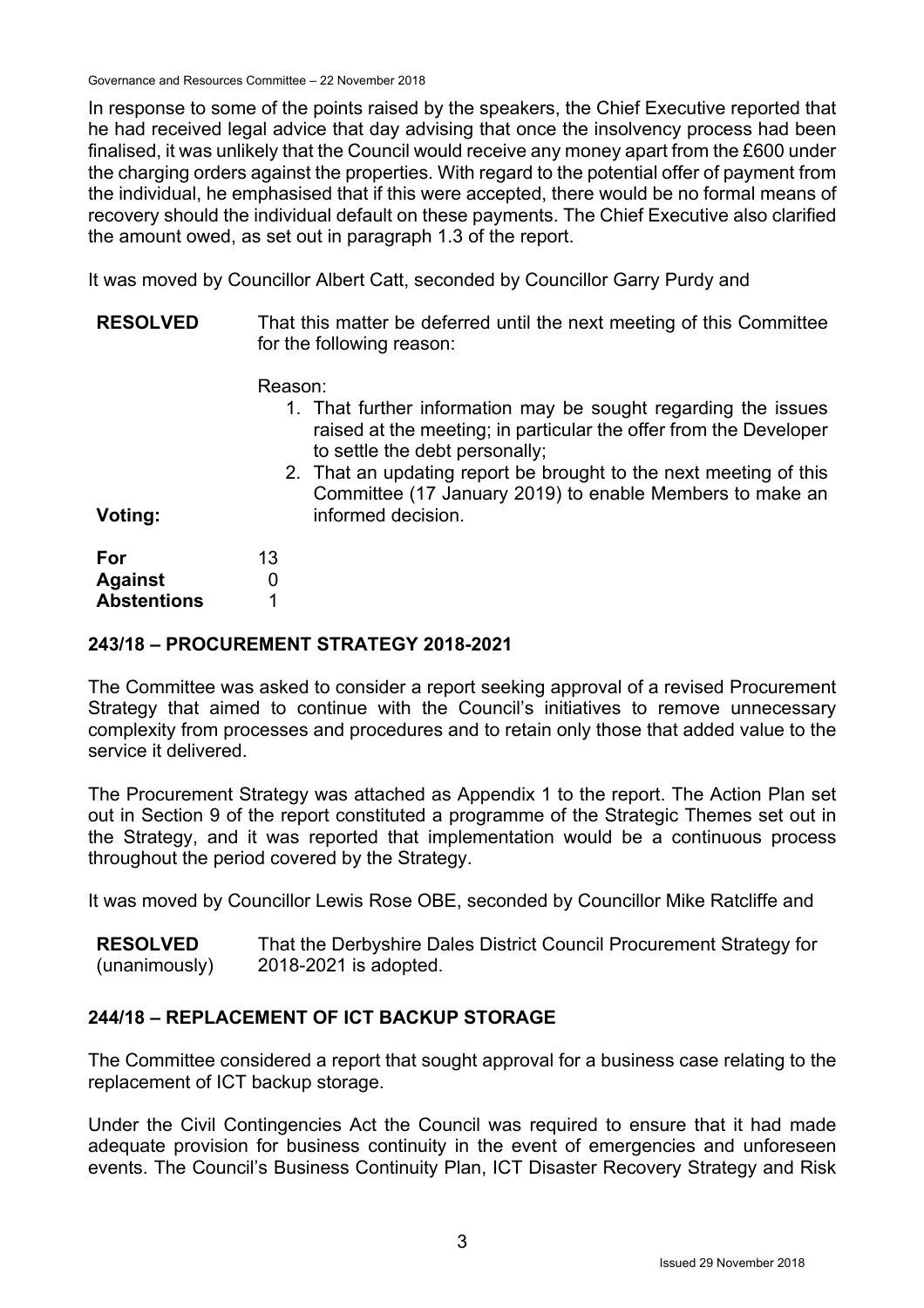In response to some of the points raised by the speakers, the Chief Executive reported that he had received legal advice that day advising that once the insolvency process had been finalised, it was unlikely that the Council would receive any money apart from the £600 under the charging orders against the properties. With regard to the potential offer of payment from the individual, he emphasised that if this were accepted, there would be no formal means of recovery should the individual default on these payments. The Chief Executive also clarified the amount owed, as set out in paragraph 1.3 of the report.

It was moved by Councillor Albert Catt, seconded by Councillor Garry Purdy and

**RESOLVED** That this matter be deferred until the next meeting of this Committee for the following reason:

Reason:

1. That further information may be sought regarding the issues raised at the meeting; in particular the offer from the Developer to settle the debt personally;
2. That an updating report be brought to the next meeting of this Committee (17 January 2019) to enable Members to make an informed decision.

**Voting:**

| | |
|---|---|
| **For** | 13 |
| **Against** | 0 |
| **Abstentions** | 1 |

## 243/18 – PROCUREMENT STRATEGY 2018-2021

The Committee was asked to consider a report seeking approval of a revised Procurement Strategy that aimed to continue with the Council's initiatives to remove unnecessary complexity from processes and procedures and to retain only those that added value to the service it delivered.

The Procurement Strategy was attached as Appendix 1 to the report. The Action Plan set out in Section 9 of the report constituted a programme of the Strategic Themes set out in the Strategy, and it was reported that implementation would be a continuous process throughout the period covered by the Strategy.

It was moved by Councillor Lewis Rose OBE, seconded by Councillor Mike Ratcliffe and

**RESOLVED** (unanimously) That the Derbyshire Dales District Council Procurement Strategy for 2018-2021 is adopted.

## 244/18 – REPLACEMENT OF ICT BACKUP STORAGE

The Committee considered a report that sought approval for a business case relating to the replacement of ICT backup storage.

Under the Civil Contingencies Act the Council was required to ensure that it had made adequate provision for business continuity in the event of emergencies and unforeseen events. The Council's Business Continuity Plan, ICT Disaster Recovery Strategy and Risk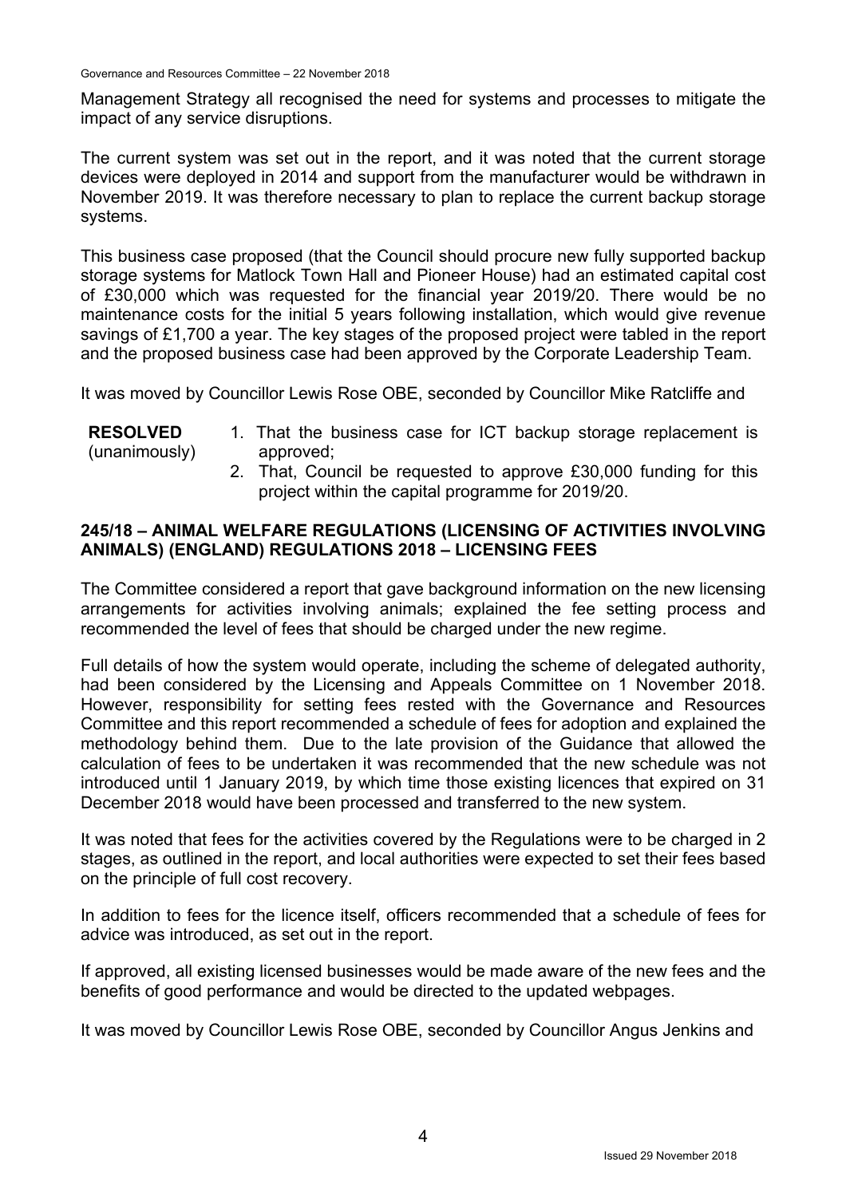Management Strategy all recognised the need for systems and processes to mitigate the impact of any service disruptions.

The current system was set out in the report, and it was noted that the current storage devices were deployed in 2014 and support from the manufacturer would be withdrawn in November 2019. It was therefore necessary to plan to replace the current backup storage systems.

This business case proposed (that the Council should procure new fully supported backup storage systems for Matlock Town Hall and Pioneer House) had an estimated capital cost of £30,000 which was requested for the financial year 2019/20. There would be no maintenance costs for the initial 5 years following installation, which would give revenue savings of £1,700 a year. The key stages of the proposed project were tabled in the report and the proposed business case had been approved by the Corporate Leadership Team.

It was moved by Councillor Lewis Rose OBE, seconded by Councillor Mike Ratcliffe and

**RESOLVED** (unanimously)

1. That the business case for ICT backup storage replacement is approved;
2. That, Council be requested to approve £30,000 funding for this project within the capital programme for 2019/20.

## 245/18 – ANIMAL WELFARE REGULATIONS (LICENSING OF ACTIVITIES INVOLVING ANIMALS) (ENGLAND) REGULATIONS 2018 – LICENSING FEES

The Committee considered a report that gave background information on the new licensing arrangements for activities involving animals; explained the fee setting process and recommended the level of fees that should be charged under the new regime.

Full details of how the system would operate, including the scheme of delegated authority, had been considered by the Licensing and Appeals Committee on 1 November 2018. However, responsibility for setting fees rested with the Governance and Resources Committee and this report recommended a schedule of fees for adoption and explained the methodology behind them. Due to the late provision of the Guidance that allowed the calculation of fees to be undertaken it was recommended that the new schedule was not introduced until 1 January 2019, by which time those existing licences that expired on 31 December 2018 would have been processed and transferred to the new system.

It was noted that fees for the activities covered by the Regulations were to be charged in 2 stages, as outlined in the report, and local authorities were expected to set their fees based on the principle of full cost recovery.

In addition to fees for the licence itself, officers recommended that a schedule of fees for advice was introduced, as set out in the report.

If approved, all existing licensed businesses would be made aware of the new fees and the benefits of good performance and would be directed to the updated webpages.

It was moved by Councillor Lewis Rose OBE, seconded by Councillor Angus Jenkins and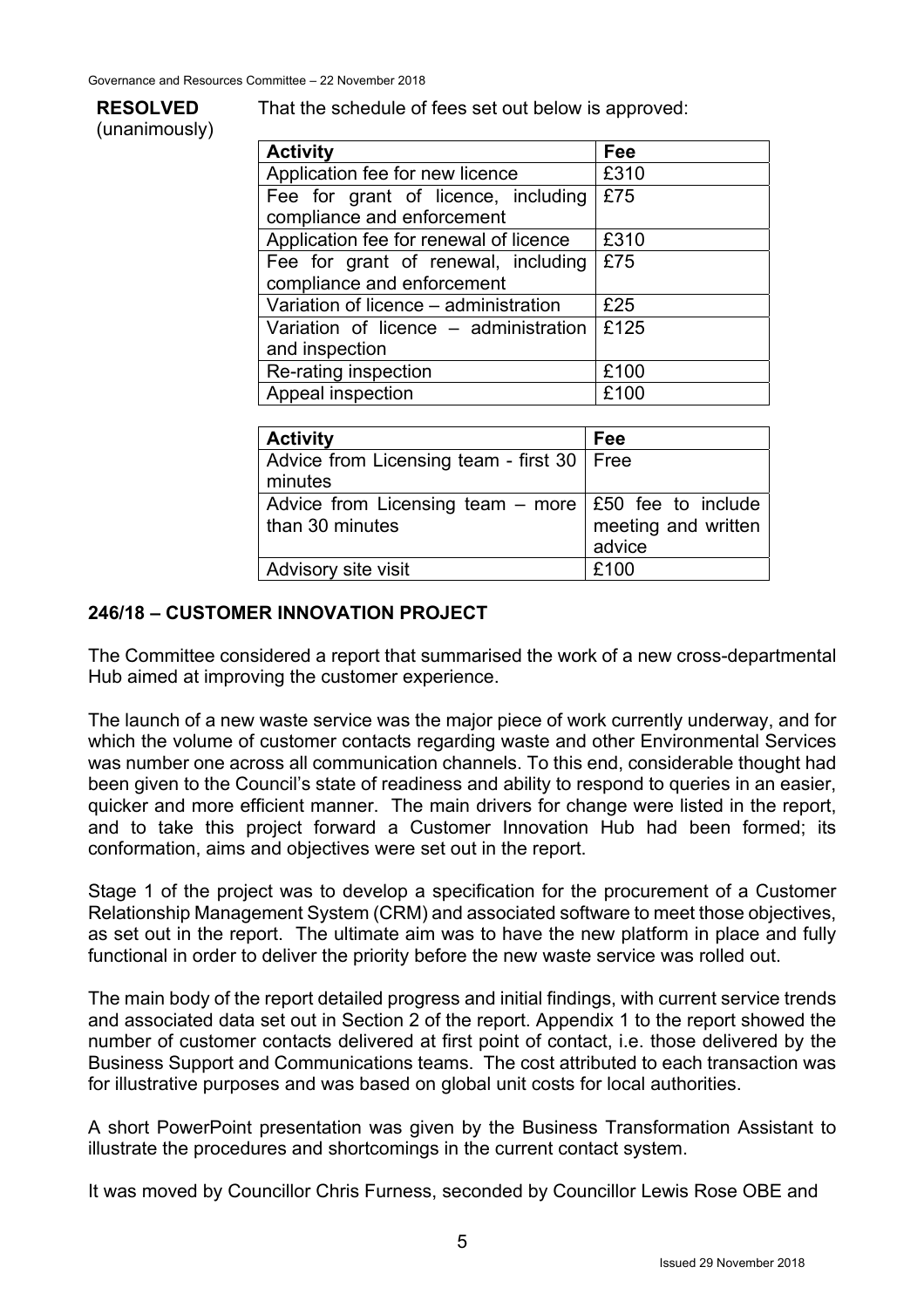**RESOLVED** (unanimously)

That the schedule of fees set out below is approved:

| Activity | Fee |
|---|---|
| Application fee for new licence | £310 |
| Fee for grant of licence, including compliance and enforcement | £75 |
| Application fee for renewal of licence | £310 |
| Fee for grant of renewal, including compliance and enforcement | £75 |
| Variation of licence – administration | £25 |
| Variation of licence – administration and inspection | £125 |
| Re-rating inspection | £100 |
| Appeal inspection | £100 |

| Activity | Fee |
|---|---|
| Advice from Licensing team - first 30 minutes | Free |
| Advice from Licensing team – more than 30 minutes | £50 fee to include meeting and written advice |
| Advisory site visit | £100 |

## 246/18 – CUSTOMER INNOVATION PROJECT

The Committee considered a report that summarised the work of a new cross-departmental Hub aimed at improving the customer experience.

The launch of a new waste service was the major piece of work currently underway, and for which the volume of customer contacts regarding waste and other Environmental Services was number one across all communication channels. To this end, considerable thought had been given to the Council's state of readiness and ability to respond to queries in an easier, quicker and more efficient manner. The main drivers for change were listed in the report, and to take this project forward a Customer Innovation Hub had been formed; its conformation, aims and objectives were set out in the report.

Stage 1 of the project was to develop a specification for the procurement of a Customer Relationship Management System (CRM) and associated software to meet those objectives, as set out in the report. The ultimate aim was to have the new platform in place and fully functional in order to deliver the priority before the new waste service was rolled out.

The main body of the report detailed progress and initial findings, with current service trends and associated data set out in Section 2 of the report. Appendix 1 to the report showed the number of customer contacts delivered at first point of contact, i.e. those delivered by the Business Support and Communications teams. The cost attributed to each transaction was for illustrative purposes and was based on global unit costs for local authorities.

A short PowerPoint presentation was given by the Business Transformation Assistant to illustrate the procedures and shortcomings in the current contact system.

It was moved by Councillor Chris Furness, seconded by Councillor Lewis Rose OBE and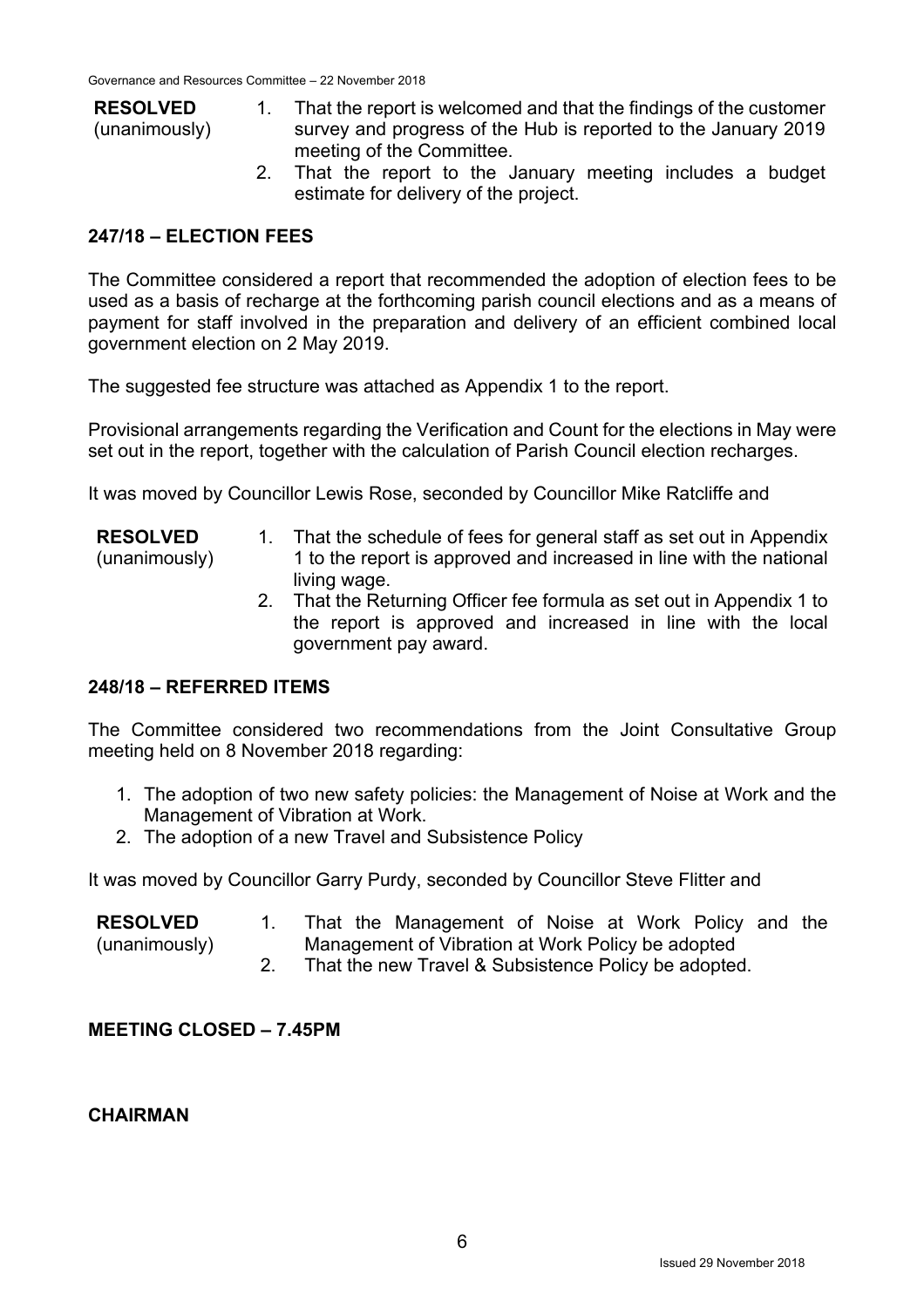**RESOLVED** (unanimously)

1. That the report is welcomed and that the findings of the customer survey and progress of the Hub is reported to the January 2019 meeting of the Committee.
2. That the report to the January meeting includes a budget estimate for delivery of the project.

## 247/18 – ELECTION FEES

The Committee considered a report that recommended the adoption of election fees to be used as a basis of recharge at the forthcoming parish council elections and as a means of payment for staff involved in the preparation and delivery of an efficient combined local government election on 2 May 2019.

The suggested fee structure was attached as Appendix 1 to the report.

Provisional arrangements regarding the Verification and Count for the elections in May were set out in the report, together with the calculation of Parish Council election recharges.

It was moved by Councillor Lewis Rose, seconded by Councillor Mike Ratcliffe and

**RESOLVED** (unanimously)

1. That the schedule of fees for general staff as set out in Appendix 1 to the report is approved and increased in line with the national living wage.
2. That the Returning Officer fee formula as set out in Appendix 1 to the report is approved and increased in line with the local government pay award.

## 248/18 – REFERRED ITEMS

The Committee considered two recommendations from the Joint Consultative Group meeting held on 8 November 2018 regarding:

1. The adoption of two new safety policies: the Management of Noise at Work and the Management of Vibration at Work.
2. The adoption of a new Travel and Subsistence Policy

It was moved by Councillor Garry Purdy, seconded by Councillor Steve Flitter and

**RESOLVED** (unanimously)

1. That the Management of Noise at Work Policy and the Management of Vibration at Work Policy be adopted
2. That the new Travel & Subsistence Policy be adopted.

**MEETING CLOSED – 7.45PM**

**CHAIRMAN**

Issued 29 November 2018